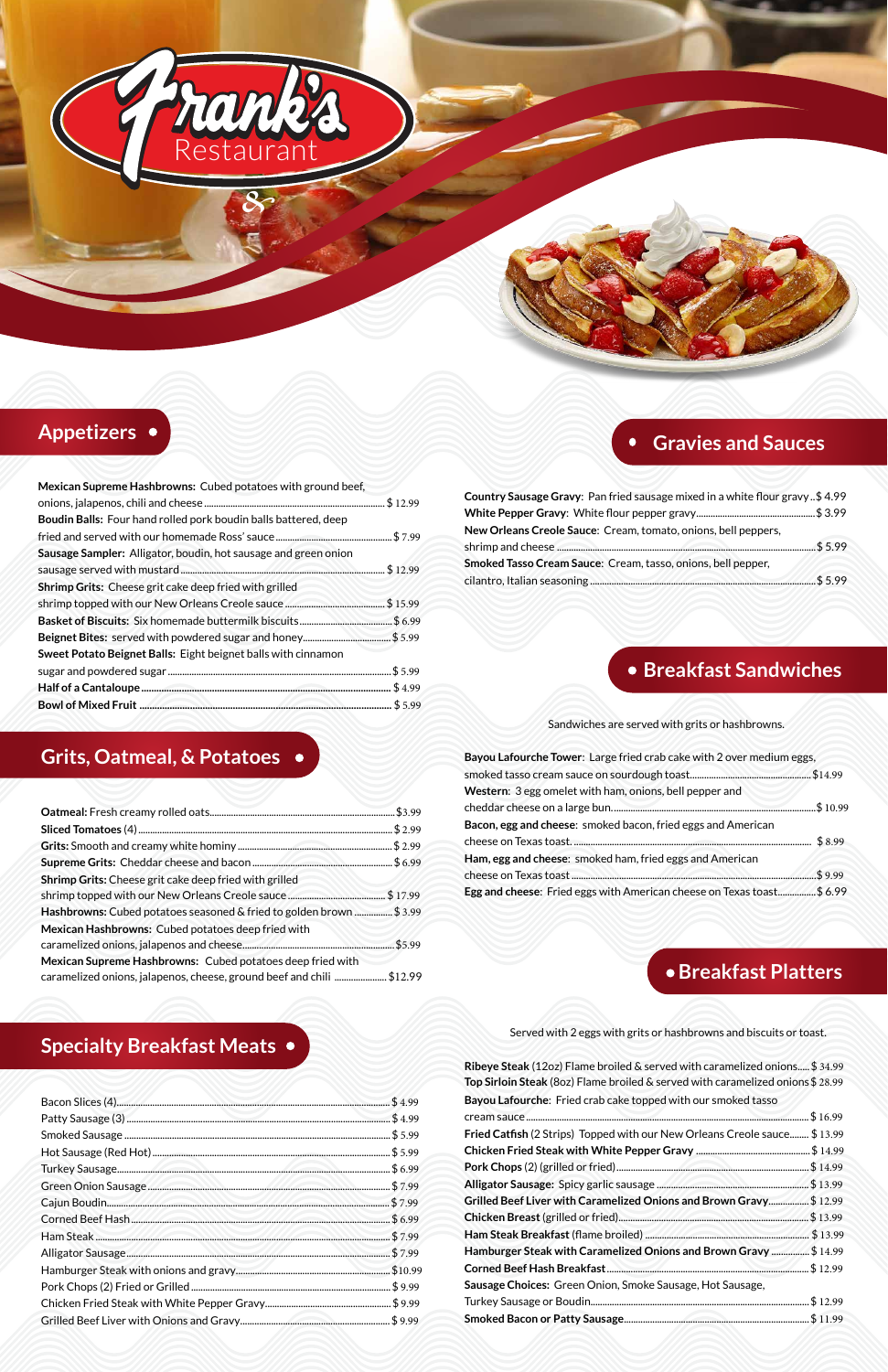# Frank's Restaurant

## Appetizers

**Mexican Supreme Hashbrowns:** Cubed potatoes with ground beef, onions, jalapenos, chili and cheese ........ $ 12.99

**Boudin Balls:** Four hand rolled pork boudin balls battered, deep fried and served with our homemade Ross' sauce ........ $ 7.99

**Sausage Sampler:** Alligator, boudin, hot sausage and green onion sausage served with mustard ........ $ 12.99

**Shrimp Grits:** Cheese grit cake deep fried with grilled shrimp topped with our New Orleans Creole sauce ........ $ 15.99

**Basket of Biscuits:** Six homemade buttermilk biscuits ........ $ 6.99

**Beignet Bites:** served with powdered sugar and honey ........ $ 5.99

**Sweet Potato Beignet Balls:** Eight beignet balls with cinnamon sugar and powdered sugar ........ $ 5.99

**Half of a Cantaloupe** ........ $ 4.99

**Bowl of Mixed Fruit** ........ $ 5.99

## Grits, Oatmeal, & Potatoes

**Oatmeal:** Fresh creamy rolled oats ........ $3.99

**Sliced Tomatoes** (4) ........ $ 2.99

**Grits:** Smooth and creamy white hominy ........ $ 2.99

**Supreme Grits:** Cheddar cheese and bacon ........ $ 6.99

**Shrimp Grits:** Cheese grit cake deep fried with grilled shrimp topped with our New Orleans Creole sauce ........ $ 17.99

**Hashbrowns:** Cubed potatoes seasoned & fried to golden brown ........ $ 3.99

**Mexican Hashbrowns:** Cubed potatoes deep fried with caramelized onions, jalapenos and cheese ........ $5.99

**Mexican Supreme Hashbrowns:** Cubed potatoes deep fried with caramelized onions, jalapenos, cheese, ground beef and chili ........ $12.99

## Specialty Breakfast Meats

Bacon Slices (4) ........ $ 4.99

Patty Sausage (3) ........ $ 4.99

Smoked Sausage ........ $ 5.99

Hot Sausage (Red Hot) ........ $ 5.99

Turkey Sausage ........ $ 6.99

Green Onion Sausage ........ $ 7.99

Cajun Boudin ........ $ 7.99

Corned Beef Hash ........ $ 6.99

Ham Steak ........ $ 7.99

Alligator Sausage ........ $ 7.99

Hamburger Steak with onions and gravy ........ $10.99

Pork Chops (2) Fried or Grilled ........ $ 9.99

Chicken Fried Steak with White Pepper Gravy ........ $ 9.99

Grilled Beef Liver with Onions and Gravy ........ $ 9.99

## Gravies and Sauces

**Country Sausage Gravy:** Pan fried sausage mixed in a white flour gravy ........ $ 4.99

**White Pepper Gravy:** White flour pepper gravy ........ $ 3.99

**New Orleans Creole Sauce:** Cream, tomato, onions, bell peppers, shrimp and cheese ........ $ 5.99

**Smoked Tasso Cream Sauce:** Cream, tasso, onions, bell pepper, cilantro, Italian seasoning ........ $ 5.99

## Breakfast Sandwiches

Sandwiches are served with grits or hashbrowns.

**Bayou Lafourche Tower:** Large fried crab cake with 2 over medium eggs, smoked tasso cream sauce on sourdough toast ........ $14.99

**Western:** 3 egg omelet with ham, onions, bell pepper and cheddar cheese on a large bun ........ $ 10.99

**Bacon, egg and cheese:** smoked bacon, fried eggs and American cheese on Texas toast ........ $ 8.99

**Ham, egg and cheese:** smoked ham, fried eggs and American cheese on Texas toast ........ $ 9.99

**Egg and cheese:** Fried eggs with American cheese on Texas toast ........ $ 6.99

## Breakfast Platters

Served with 2 eggs with grits or hashbrowns and biscuits or toast.

**Ribeye Steak** (12oz) Flame broiled & served with caramelized onions ........ $ 34.99

**Top Sirloin Steak** (8oz) Flame broiled & served with caramelized onions ........ $ 28.99

**Bayou Lafourche:** Fried crab cake topped with our smoked tasso cream sauce ........ $ 16.99

**Fried Catfish** (2 Strips) Topped with our New Orleans Creole sauce ........ $ 13.99

**Chicken Fried Steak with White Pepper Gravy** ........ $ 14.99

**Pork Chops** (2) (grilled or fried) ........ $ 14.99

**Alligator Sausage:** Spicy garlic sausage ........ $ 13.99

**Grilled Beef Liver with Caramelized Onions and Brown Gravy** ........ $ 12.99

**Chicken Breast** (grilled or fried) ........ $ 13.99

**Ham Steak Breakfast** (flame broiled) ........ $ 13.99

**Hamburger Steak with Caramelized Onions and Brown Gravy** ........ $ 14.99

**Corned Beef Hash Breakfast** ........ $ 12.99

**Sausage Choices:** Green Onion, Smoke Sausage, Hot Sausage, Turkey Sausage or Boudin ........ $ 12.99

**Smoked Bacon or Patty Sausage** ........ $ 11.99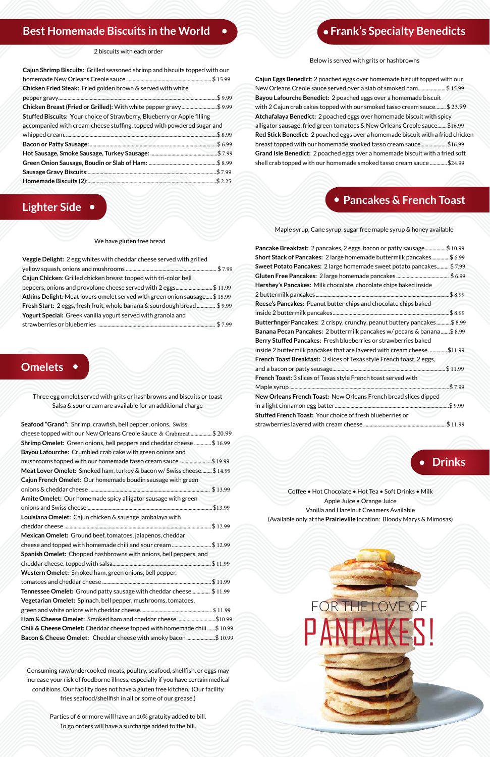## Best Homemade Biscuits in the World

2 biscuits with each order

**Cajun Shrimp Biscuits:** Grilled seasoned shrimp and biscuits topped with our homemade New Orleans Creole sauce ........ $ 15.99

**Chicken Fried Steak:** Fried golden brown & served with white pepper gravy ........ $ 9.99

**Chicken Breast (Fried or Grilled):** With white pepper gravy ........ $ 9.99

**Stuffed Biscuits:** Your choice of Strawberry, Blueberry or Apple filling accompanied with cream cheese stuffing, topped with powdered sugar and whipped cream ........ $ 8.99

**Bacon or Patty Sausage:** ........ $ 6.99

**Hot Sausage, Smoke Sausage, Turkey Sausage:** ........ $ 7.99

**Green Onion Sausage, Boudin or Slab of Ham:** ........ $ 8.99

**Sausage Gravy Biscuits:** ........ $ 7.99

**Homemade Biscuits (2):** ........ $ 2.25

## Lighter Side

We have gluten free bread

**Veggie Delight:** 2 egg whites with cheddar cheese served with grilled yellow squash, onions and mushrooms ........ $ 7.99

**Cajun Chicken:** Grilled chicken breast topped with tri-color bell peppers, onions and provolone cheese served with 2 eggs ........ $ 11.99

**Atkins Delight:** Meat lovers omelet served with green onion sausage ..... $ 15.99

**Fresh Start:** 2 eggs, fresh fruit, whole banana & sourdough bread ........ $ 9.99

**Yogurt Special:** Greek vanilla yogurt served with granola and strawberries or blueberries ........ $ 7.99

## Omelets

Three egg omelet served with grits or hashbrowns and biscuits or toast
Salsa & sour cream are available for an additional charge

**Seafood "Grand":** Shrimp, crawfish, bell pepper, onions, Swiss cheese topped with our New Orleans Creole Sauce & Crabmeat ........ $ 20.99

**Shrimp Omelet:** Green onions, bell peppers and cheddar cheese ........ $ 16.99

**Bayou Lafourche:** Crumbled crab cake with green onions and mushrooms topped with our homemade tasso cream sauce ........ $ 19.99

**Meat Lover Omelet:** Smoked ham, turkey & bacon w/ Swiss cheese ........ $ 14.99

**Cajun French Omelet:** Our homemade boudin sausage with green onions & cheddar cheese ........ $ 13.99

**Amite Omelet:** Our homemade spicy alligator sausage with green onions and Swiss cheese ........ $13.99

**Louisiana Omelet:** Cajun chicken & sausage jambalaya with cheddar cheese ........ $ 12.99

**Mexican Omelet:** Ground beef, tomatoes, jalapenos, cheddar cheese and topped with homemade chili and sour cream ........ $ 12.99

**Spanish Omelet:** Chopped hashbrowns with onions, bell peppers, and cheddar cheese, topped with salsa ........ $ 11.99

**Western Omelet:** Smoked ham, green onions, bell pepper, tomatoes and cheddar cheese ........ $ 11.99

**Tennessee Omelet:** Ground patty sausage with cheddar cheese ........ $ 11.99

**Vegetarian Omelet:** Spinach, bell pepper, mushrooms, tomatoes, green and white onions with cheddar cheese ........ $ 11.99

**Ham & Cheese Omelet:** Smoked ham and cheddar cheese ........ $10.99

**Chili & Cheese Omelet:** Cheddar cheese topped with homemade chili ...... $ 10.99

**Bacon & Cheese Omelet:** Cheddar cheese with smoky bacon ........ $ 10.99

Consuming raw/undercooked meats, poultry, seafood, shellfish, or eggs may increase your risk of foodborne illness, especially if you have certain medical conditions. Our facility does not have a gluten free kitchen. (Our facility fries seafood/shellfish in all or some of our grease.)

Parties of 6 or more will have an 20% gratuity added to bill.
To go orders will have a surcharge added to the bill.

## Frank's Specialty Benedicts

Below is served with grits or hashbrowns

**Cajun Eggs Benedict:** 2 poached eggs over homemade biscuit topped with our New Orleans Creole sauce served over a slab of smoked ham ........ $ 15.99

**Bayou Lafourche Benedict:** 2 poached eggs over a homemade biscuit with 2 Cajun crab cakes topped with our smoked tasso cream sauce ........ $ 23.99

**Atchafalaya Benedict:** 2 poached eggs over homemade biscuit with spicy alligator sausage, fried green tomatoes & New Orleans Creole sauce ........ $16.99

**Red Stick Benedict:** 2 poached eggs over a homemade biscuit with a fried chicken breast topped with our homemade smoked tasso cream sauce ........ $16.99

**Grand Isle Benedict:** 2 poached eggs over a homemade biscuit with a fried soft shell crab topped with our homemade smoked tasso cream sauce ........ $24.99

## Pancakes & French Toast

Maple syrup, Cane syrup, sugar free maple syrup & honey available

**Pancake Breakfast:** 2 pancakes, 2 eggs, bacon or patty sausage ........ $ 10.99

**Short Stack of Pancakes:** 2 large homemade buttermilk pancakes ........ $ 6.99

**Sweet Potato Pancakes:** 2 large homemade sweet potato pancakes ........ $ 7.99

**Gluten Free Pancakes:** 2 large homemade pancakes ........ $ 6.99

**Hershey's Pancakes:** Milk chocolate, chocolate chips baked inside 2 buttermilk pancakes ........ $ 8.99

**Reese's Pancakes:** Peanut butter chips and chocolate chips baked inside 2 buttermilk pancakes ........ $ 8.99

**Butterfinger Pancakes:** 2 crispy, crunchy, peanut buttery pancakes ........ $ 8.99

**Banana Pecan Pancakes:** 2 buttermilk pancakes w/ pecans & banana ........ $ 8.99

**Berry Stuffed Pancakes:** Fresh blueberries or strawberries baked inside 2 buttermilk pancakes that are layered with cream cheese. ........ $11.99

**French Toast Breakfast:** 3 slices of Texas style French toast, 2 eggs, and a bacon or patty sausage ........ $ 11.99

**French Toast:** 3 slices of Texas style French toast served with Maple syrup ........ $ 7.99

**New Orleans French Toast:** New Orleans French bread slices dipped in a light cinnamon egg batter ........ $ 9.99

**Stuffed French Toast:** Your choice of fresh blueberries or strawberries layered with cream cheese ........ $ 11.99

## Drinks

Coffee • Hot Chocolate • Hot Tea • Soft Drinks • Milk
Apple Juice • Orange Juice
Vanilla and Hazelnut Creamers Available
(Available only at the **Prairieville** location: Bloody Marys & Mimosas)

FOR THE LOVE OF
PANCAKES!